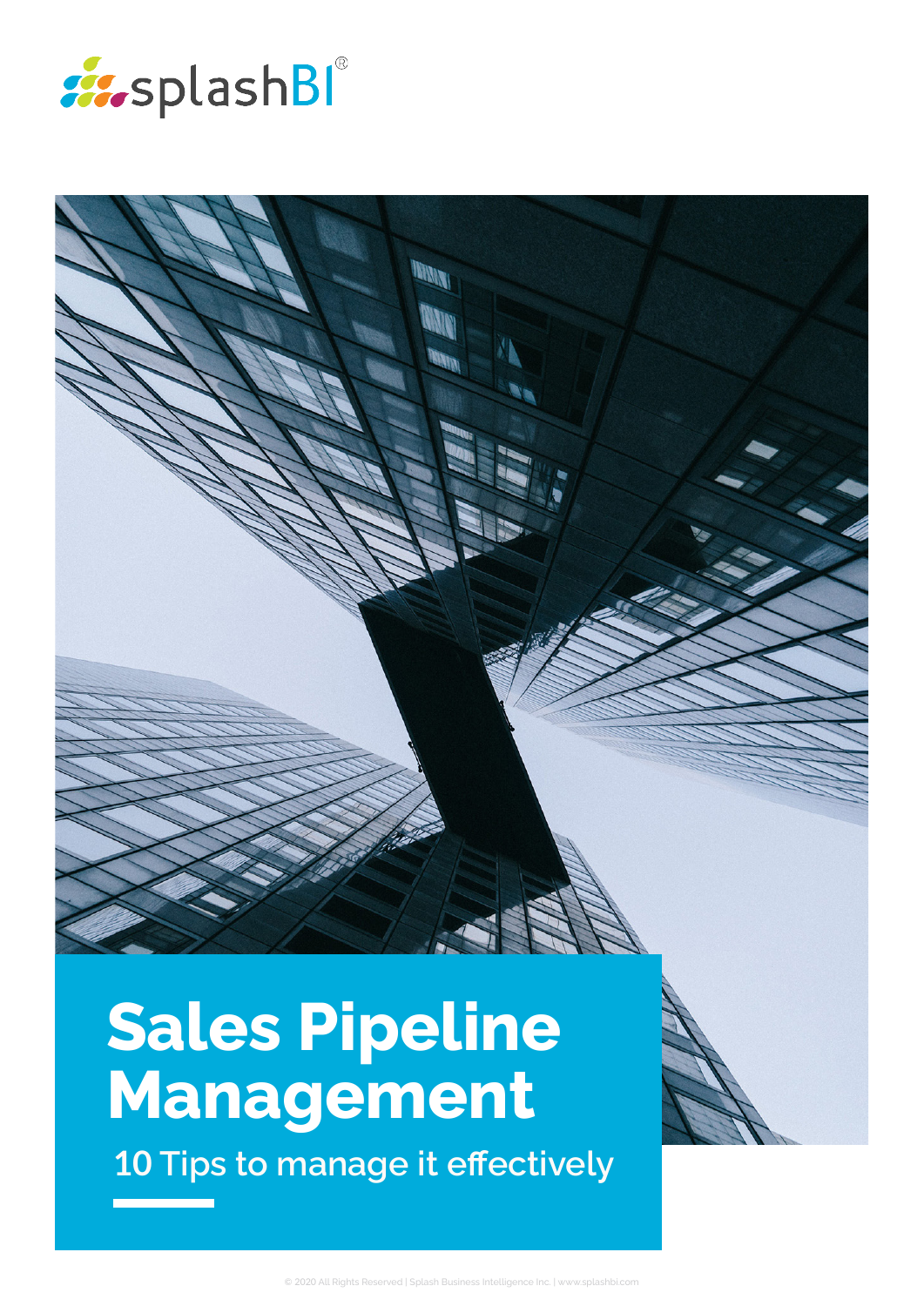splashBI®

# Sales Pipeline Management

10 Tips to manage it effectively

© 2020 All Rights Reserved | Splash Business Intelligence Inc. | www.splashbi.com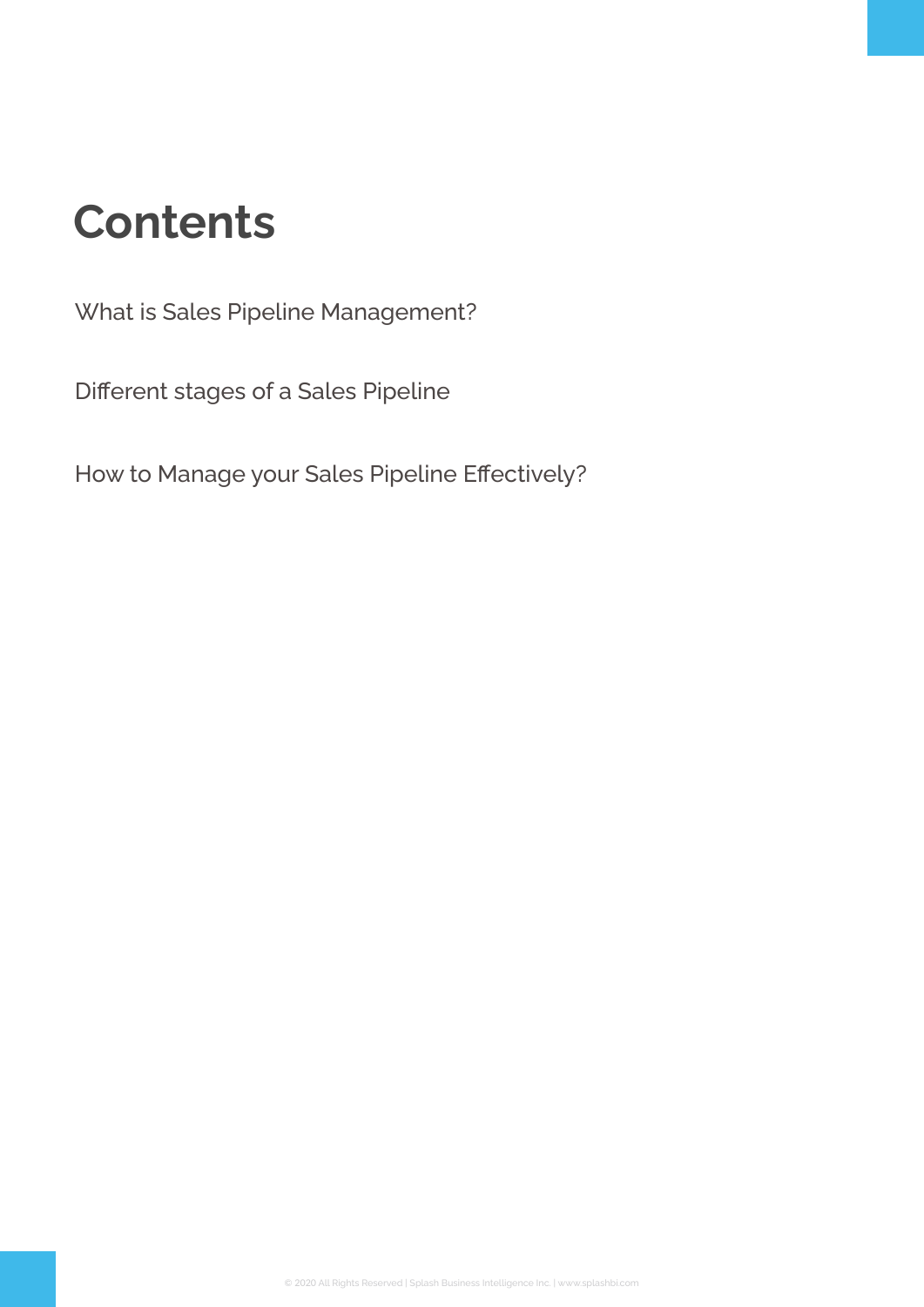# Contents

What is Sales Pipeline Management?

Different stages of a Sales Pipeline

How to Manage your Sales Pipeline Effectively?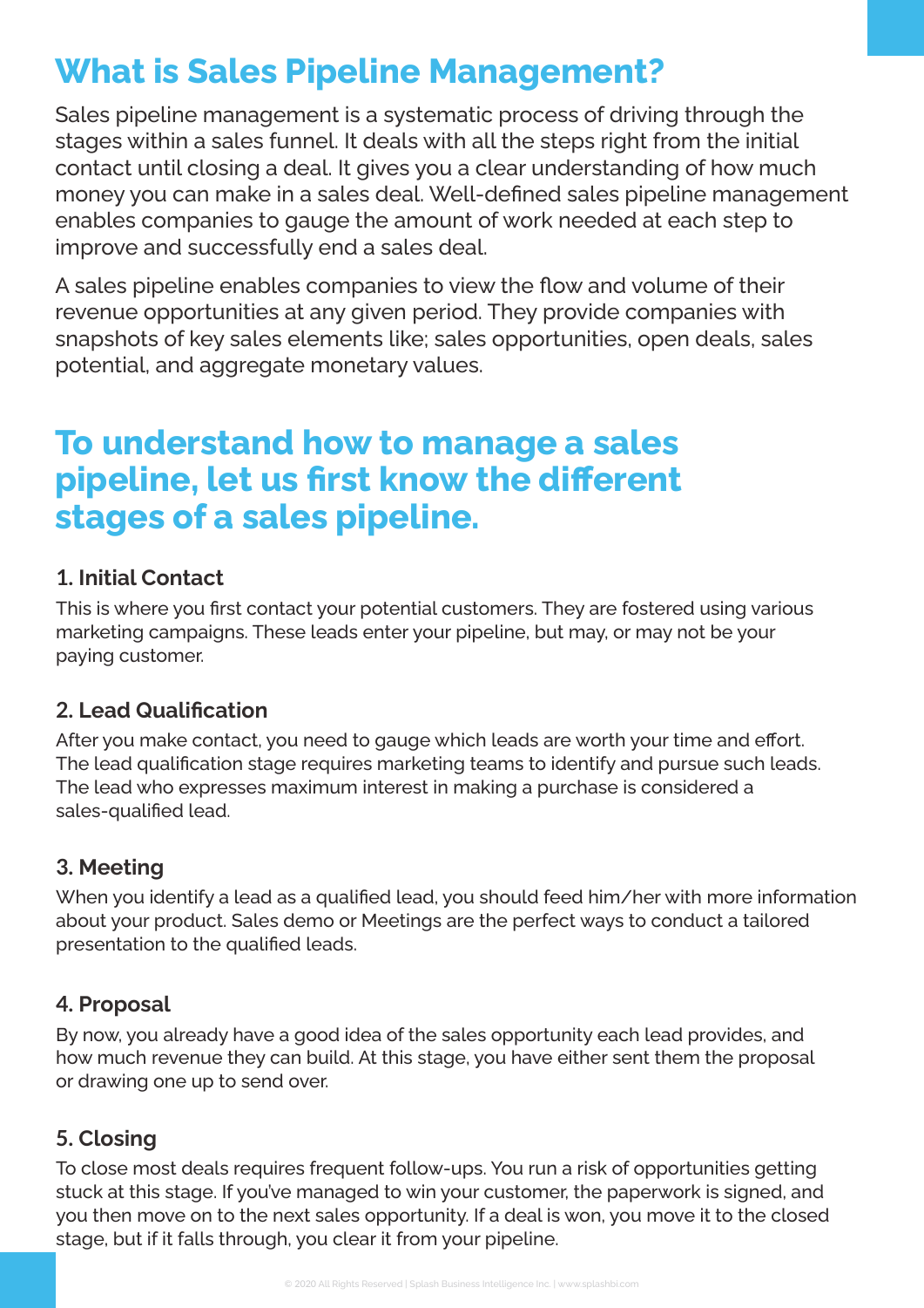# What is Sales Pipeline Management?

Sales pipeline management is a systematic process of driving through the stages within a sales funnel. It deals with all the steps right from the initial contact until closing a deal. It gives you a clear understanding of how much money you can make in a sales deal. Well-defined sales pipeline management enables companies to gauge the amount of work needed at each step to improve and successfully end a sales deal.

A sales pipeline enables companies to view the flow and volume of their revenue opportunities at any given period. They provide companies with snapshots of key sales elements like; sales opportunities, open deals, sales potential, and aggregate monetary values.

## To understand how to manage a sales pipeline, let us first know the different stages of a sales pipeline.

### 1. Initial Contact

This is where you first contact your potential customers. They are fostered using various marketing campaigns. These leads enter your pipeline, but may, or may not be your paying customer.

### 2. Lead Qualification

After you make contact, you need to gauge which leads are worth your time and effort. The lead qualification stage requires marketing teams to identify and pursue such leads. The lead who expresses maximum interest in making a purchase is considered a sales-qualified lead.

### 3. Meeting

When you identify a lead as a qualified lead, you should feed him/her with more information about your product. Sales demo or Meetings are the perfect ways to conduct a tailored presentation to the qualified leads.

### 4. Proposal

By now, you already have a good idea of the sales opportunity each lead provides, and how much revenue they can build. At this stage, you have either sent them the proposal or drawing one up to send over.

### 5. Closing

To close most deals requires frequent follow-ups. You run a risk of opportunities getting stuck at this stage. If you've managed to win your customer, the paperwork is signed, and you then move on to the next sales opportunity. If a deal is won, you move it to the closed stage, but if it falls through, you clear it from your pipeline.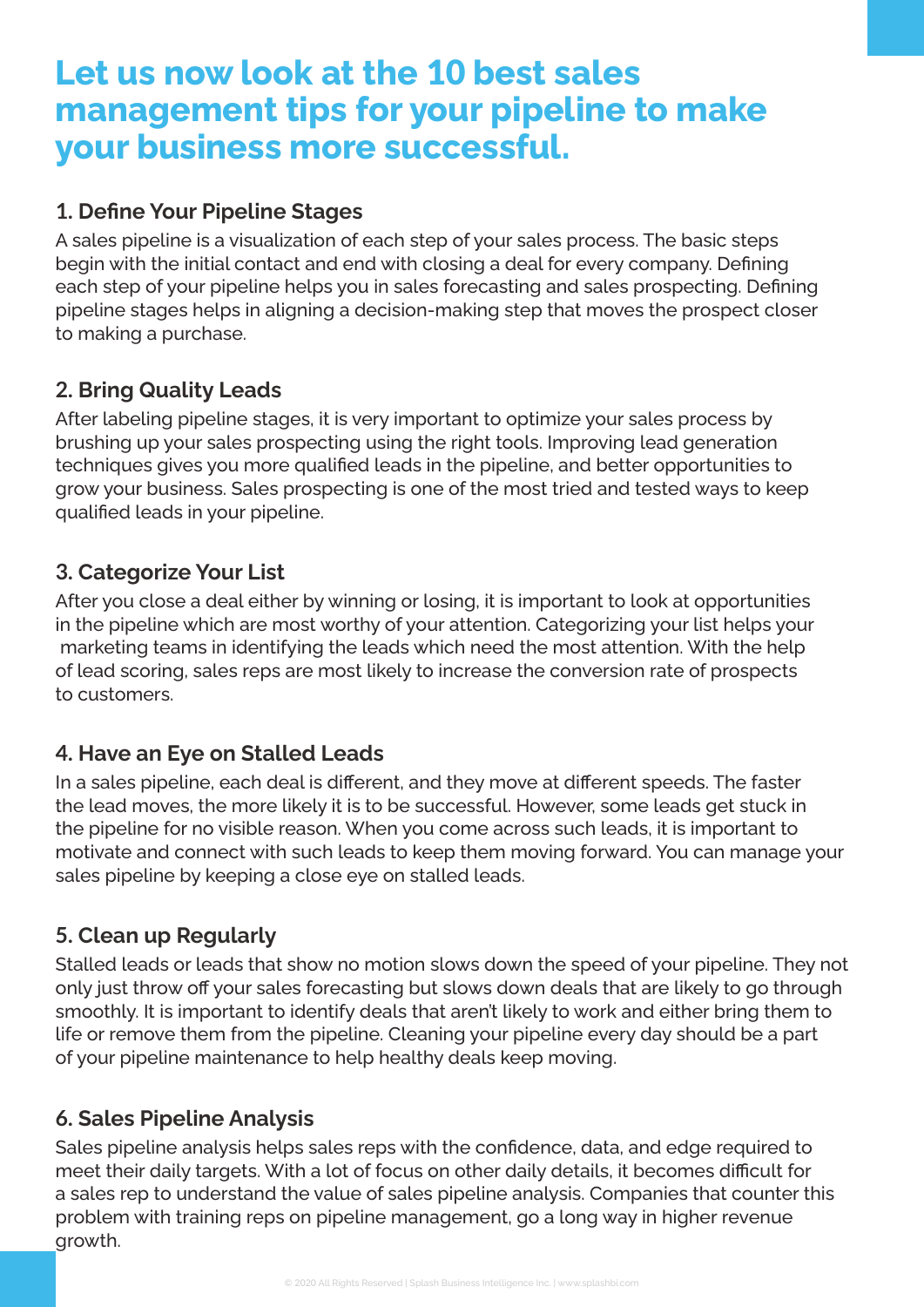## Let us now look at the 10 best sales management tips for your pipeline to make your business more successful.

### 1. Define Your Pipeline Stages

A sales pipeline is a visualization of each step of your sales process. The basic steps begin with the initial contact and end with closing a deal for every company. Defining each step of your pipeline helps you in sales forecasting and sales prospecting. Defining pipeline stages helps in aligning a decision-making step that moves the prospect closer to making a purchase.

### 2. Bring Quality Leads

After labeling pipeline stages, it is very important to optimize your sales process by brushing up your sales prospecting using the right tools. Improving lead generation techniques gives you more qualified leads in the pipeline, and better opportunities to grow your business. Sales prospecting is one of the most tried and tested ways to keep qualified leads in your pipeline.

### 3. Categorize Your List

After you close a deal either by winning or losing, it is important to look at opportunities in the pipeline which are most worthy of your attention. Categorizing your list helps your marketing teams in identifying the leads which need the most attention. With the help of lead scoring, sales reps are most likely to increase the conversion rate of prospects to customers.

### 4. Have an Eye on Stalled Leads

In a sales pipeline, each deal is different, and they move at different speeds. The faster the lead moves, the more likely it is to be successful. However, some leads get stuck in the pipeline for no visible reason. When you come across such leads, it is important to motivate and connect with such leads to keep them moving forward. You can manage your sales pipeline by keeping a close eye on stalled leads.

### 5. Clean up Regularly

Stalled leads or leads that show no motion slows down the speed of your pipeline. They not only just throw off your sales forecasting but slows down deals that are likely to go through smoothly. It is important to identify deals that aren't likely to work and either bring them to life or remove them from the pipeline. Cleaning your pipeline every day should be a part of your pipeline maintenance to help healthy deals keep moving.

### 6. Sales Pipeline Analysis

Sales pipeline analysis helps sales reps with the confidence, data, and edge required to meet their daily targets. With a lot of focus on other daily details, it becomes difficult for a sales rep to understand the value of sales pipeline analysis. Companies that counter this problem with training reps on pipeline management, go a long way in higher revenue growth.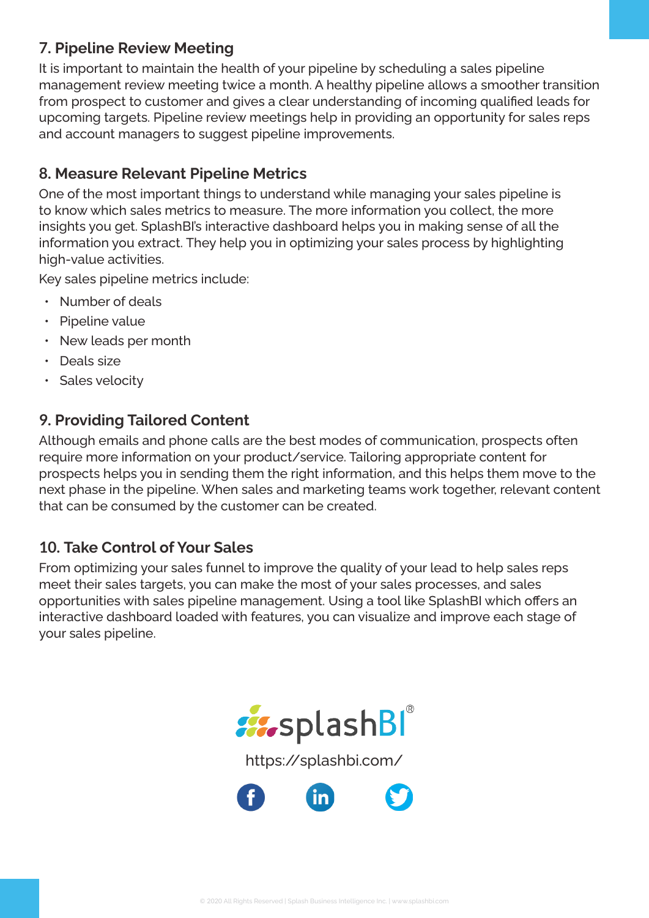## 7. Pipeline Review Meeting

It is important to maintain the health of your pipeline by scheduling a sales pipeline management review meeting twice a month. A healthy pipeline allows a smoother transition from prospect to customer and gives a clear understanding of incoming qualified leads for upcoming targets. Pipeline review meetings help in providing an opportunity for sales reps and account managers to suggest pipeline improvements.

## 8. Measure Relevant Pipeline Metrics

One of the most important things to understand while managing your sales pipeline is to know which sales metrics to measure. The more information you collect, the more insights you get. SplashBI's interactive dashboard helps you in making sense of all the information you extract. They help you in optimizing your sales process by highlighting high-value activities.

Key sales pipeline metrics include:

- Number of deals
- Pipeline value
- New leads per month
- Deals size
- Sales velocity

## 9. Providing Tailored Content

Although emails and phone calls are the best modes of communication, prospects often require more information on your product/service. Tailoring appropriate content for prospects helps you in sending them the right information, and this helps them move to the next phase in the pipeline. When sales and marketing teams work together, relevant content that can be consumed by the customer can be created.

## 10. Take Control of Your Sales

From optimizing your sales funnel to improve the quality of your lead to help sales reps meet their sales targets, you can make the most of your sales processes, and sales opportunities with sales pipeline management. Using a tool like SplashBI which offers an interactive dashboard loaded with features, you can visualize and improve each stage of your sales pipeline.

splashBI®

https://splashbi.com/

© 2020 All Rights Reserved | Splash Business Intelligence Inc. | www.splashbi.com